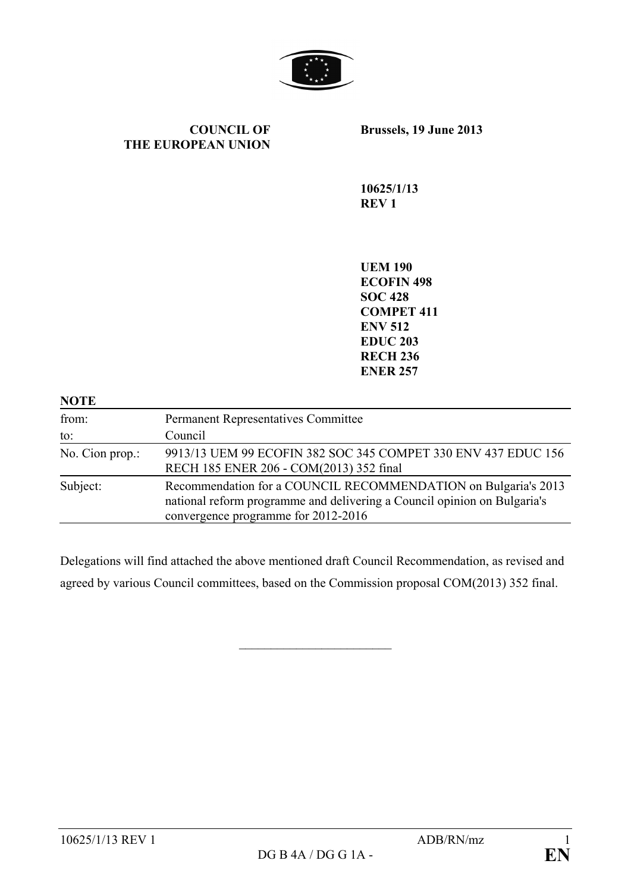**COUNCIL OF THE EUROPEAN UNION**

**Brussels, 19 June 2013**

**10625/1/13**
**REV 1**

**UEM 190**
**ECOFIN 498**
**SOC 428**
**COMPET 411**
**ENV 512**
**EDUC 203**
**RECH 236**
**ENER 257**

**NOTE**

| | |
|---|---|
| from: | Permanent Representatives Committee |
| to: | Council |
| No. Cion prop.: | 9913/13 UEM 99 ECOFIN 382 SOC 345 COMPET 330 ENV 437 EDUC 156 RECH 185 ENER 206 - COM(2013) 352 final |
| Subject: | Recommendation for a COUNCIL RECOMMENDATION on Bulgaria's 2013 national reform programme and delivering a Council opinion on Bulgaria's convergence programme for 2012-2016 |

Delegations will find attached the above mentioned draft Council Recommendation, as revised and agreed by various Council committees, based on the Commission proposal COM(2013) 352 final.

\_\_\_\_\_\_\_\_\_\_\_\_\_\_\_\_\_\_\_\_\_\_\_\_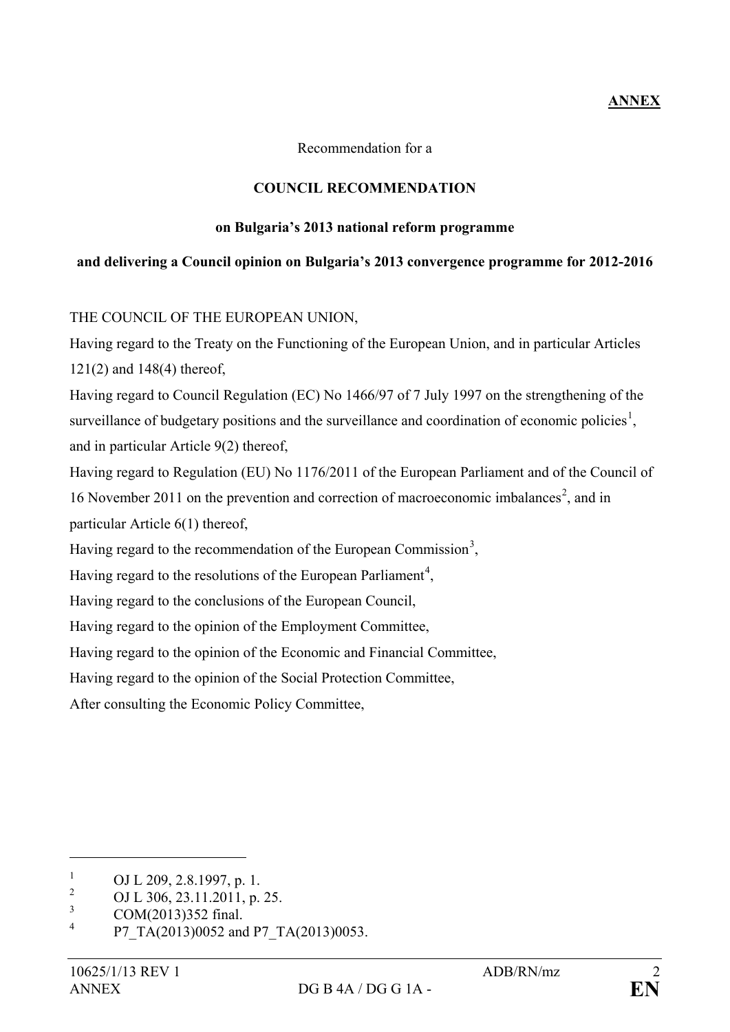**ANNEX**

Recommendation for a

**COUNCIL RECOMMENDATION**

**on Bulgaria's 2013 national reform programme**

**and delivering a Council opinion on Bulgaria's 2013 convergence programme for 2012-2016**

THE COUNCIL OF THE EUROPEAN UNION,

Having regard to the Treaty on the Functioning of the European Union, and in particular Articles 121(2) and 148(4) thereof,

Having regard to Council Regulation (EC) No 1466/97 of 7 July 1997 on the strengthening of the surveillance of budgetary positions and the surveillance and coordination of economic policies[1], and in particular Article 9(2) thereof,

Having regard to Regulation (EU) No 1176/2011 of the European Parliament and of the Council of 16 November 2011 on the prevention and correction of macroeconomic imbalances[2], and in particular Article 6(1) thereof,

Having regard to the recommendation of the European Commission[3],

Having regard to the resolutions of the European Parliament[4],

Having regard to the conclusions of the European Council,

Having regard to the opinion of the Employment Committee,

Having regard to the opinion of the Economic and Financial Committee,

Having regard to the opinion of the Social Protection Committee,

After consulting the Economic Policy Committee,

---

[1] OJ L 209, 2.8.1997, p. 1.

[2] OJ L 306, 23.11.2011, p. 25.

[3] COM(2013)352 final.

[4] P7_TA(2013)0052 and P7_TA(2013)0053.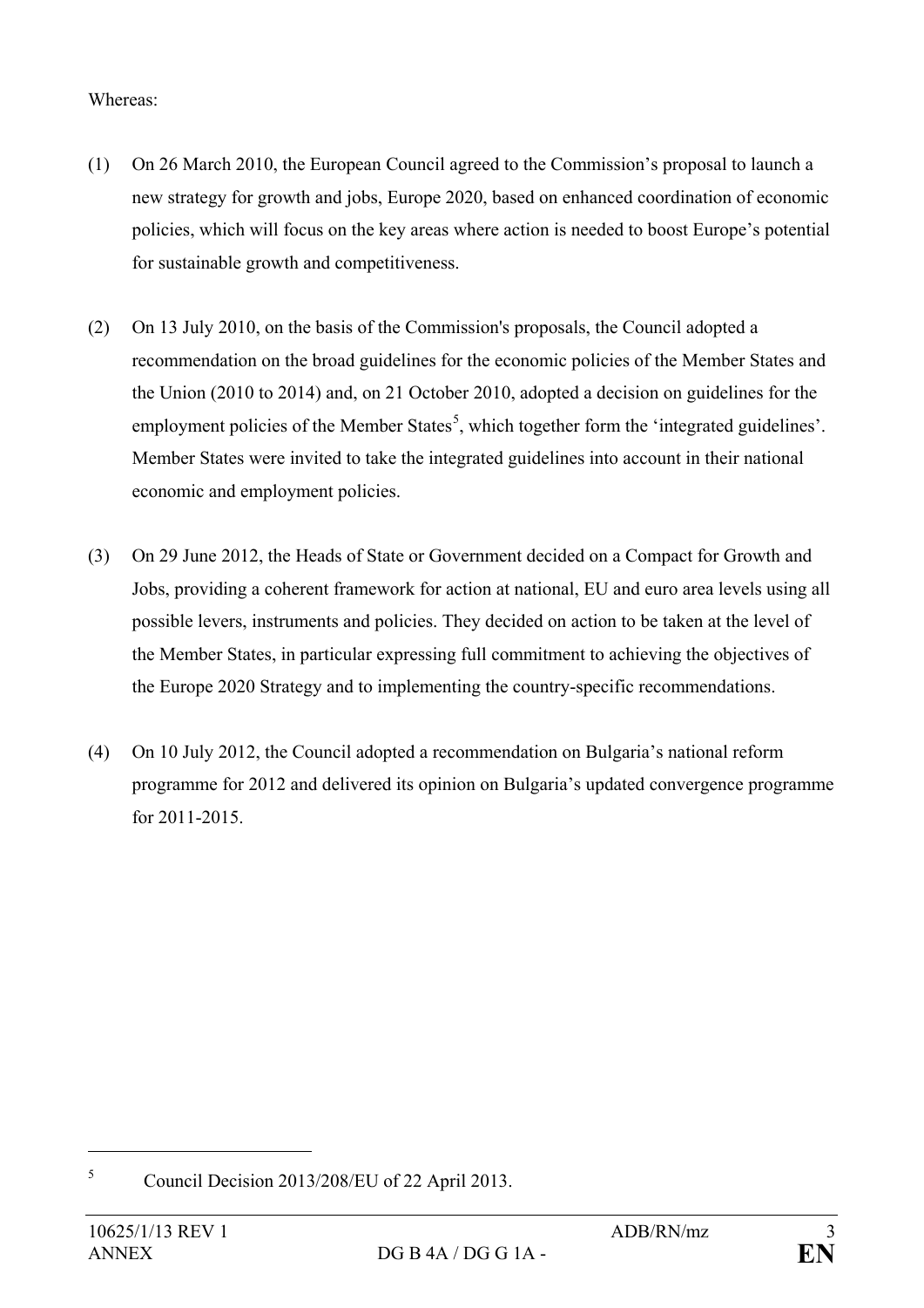Whereas:

(1) On 26 March 2010, the European Council agreed to the Commission's proposal to launch a new strategy for growth and jobs, Europe 2020, based on enhanced coordination of economic policies, which will focus on the key areas where action is needed to boost Europe's potential for sustainable growth and competitiveness.

(2) On 13 July 2010, on the basis of the Commission's proposals, the Council adopted a recommendation on the broad guidelines for the economic policies of the Member States and the Union (2010 to 2014) and, on 21 October 2010, adopted a decision on guidelines for the employment policies of the Member States[5], which together form the 'integrated guidelines'. Member States were invited to take the integrated guidelines into account in their national economic and employment policies.

(3) On 29 June 2012, the Heads of State or Government decided on a Compact for Growth and Jobs, providing a coherent framework for action at national, EU and euro area levels using all possible levers, instruments and policies. They decided on action to be taken at the level of the Member States, in particular expressing full commitment to achieving the objectives of the Europe 2020 Strategy and to implementing the country-specific recommendations.

(4) On 10 July 2012, the Council adopted a recommendation on Bulgaria's national reform programme for 2012 and delivered its opinion on Bulgaria's updated convergence programme for 2011-2015.

---

[5] Council Decision 2013/208/EU of 22 April 2013.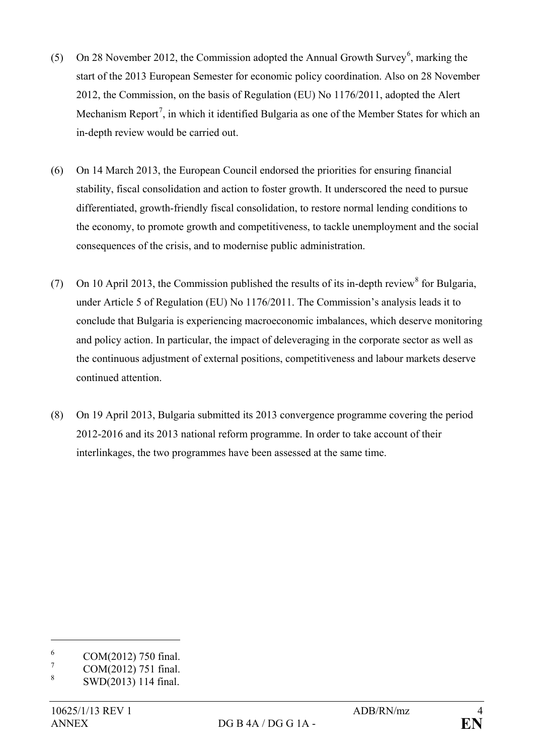(5) On 28 November 2012, the Commission adopted the Annual Growth Survey[6], marking the start of the 2013 European Semester for economic policy coordination. Also on 28 November 2012, the Commission, on the basis of Regulation (EU) No 1176/2011, adopted the Alert Mechanism Report[7], in which it identified Bulgaria as one of the Member States for which an in-depth review would be carried out.

(6) On 14 March 2013, the European Council endorsed the priorities for ensuring financial stability, fiscal consolidation and action to foster growth. It underscored the need to pursue differentiated, growth-friendly fiscal consolidation, to restore normal lending conditions to the economy, to promote growth and competitiveness, to tackle unemployment and the social consequences of the crisis, and to modernise public administration.

(7) On 10 April 2013, the Commission published the results of its in-depth review[8] for Bulgaria, under Article 5 of Regulation (EU) No 1176/2011. The Commission's analysis leads it to conclude that Bulgaria is experiencing macroeconomic imbalances, which deserve monitoring and policy action. In particular, the impact of deleveraging in the corporate sector as well as the continuous adjustment of external positions, competitiveness and labour markets deserve continued attention.

(8) On 19 April 2013, Bulgaria submitted its 2013 convergence programme covering the period 2012-2016 and its 2013 national reform programme. In order to take account of their interlinkages, the two programmes have been assessed at the same time.

---

[6] COM(2012) 750 final.

[7] COM(2012) 751 final.

[8] SWD(2013) 114 final.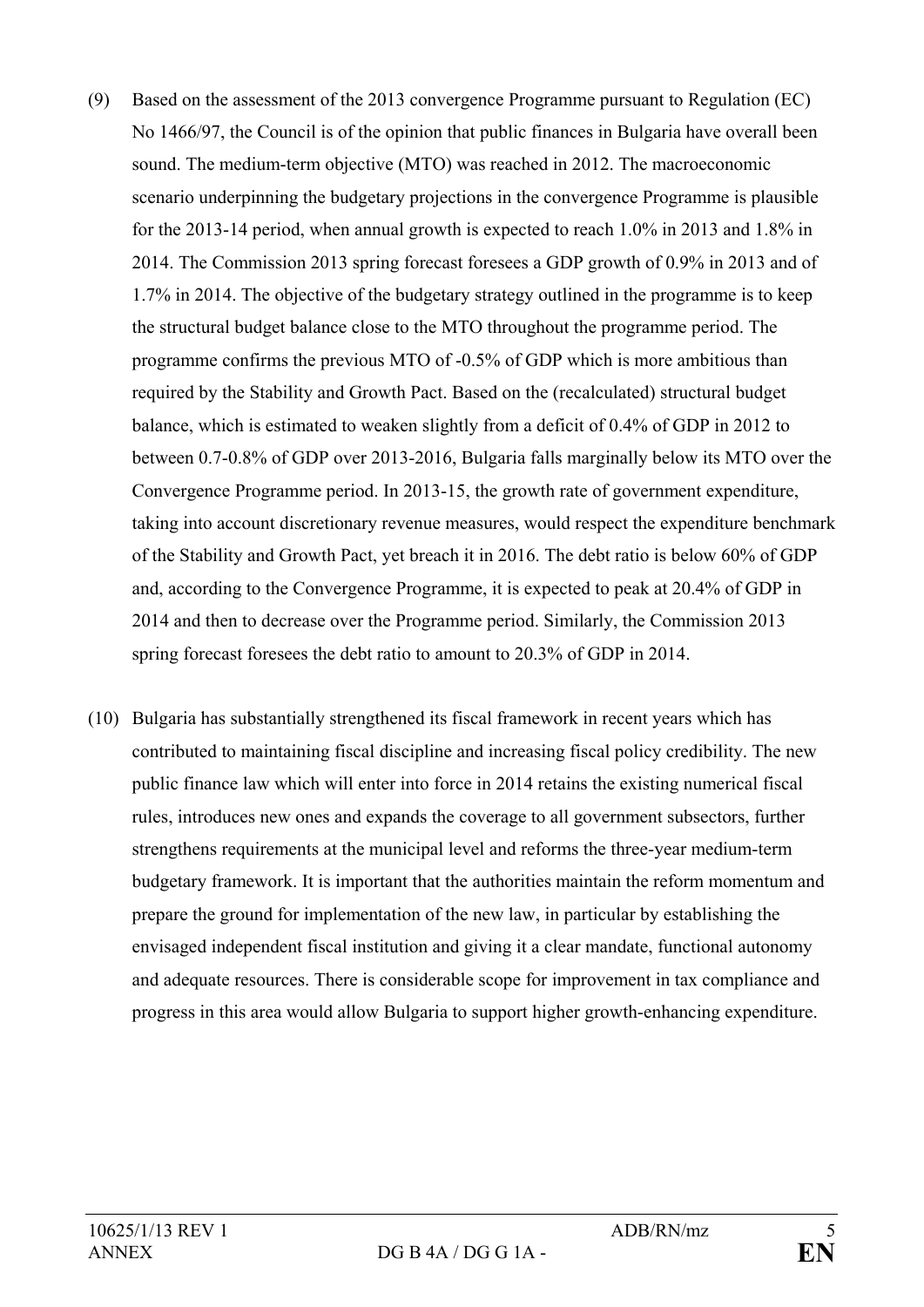(9) Based on the assessment of the 2013 convergence Programme pursuant to Regulation (EC) No 1466/97, the Council is of the opinion that public finances in Bulgaria have overall been sound. The medium-term objective (MTO) was reached in 2012. The macroeconomic scenario underpinning the budgetary projections in the convergence Programme is plausible for the 2013-14 period, when annual growth is expected to reach 1.0% in 2013 and 1.8% in 2014. The Commission 2013 spring forecast foresees a GDP growth of 0.9% in 2013 and of 1.7% in 2014. The objective of the budgetary strategy outlined in the programme is to keep the structural budget balance close to the MTO throughout the programme period. The programme confirms the previous MTO of -0.5% of GDP which is more ambitious than required by the Stability and Growth Pact. Based on the (recalculated) structural budget balance, which is estimated to weaken slightly from a deficit of 0.4% of GDP in 2012 to between 0.7-0.8% of GDP over 2013-2016, Bulgaria falls marginally below its MTO over the Convergence Programme period. In 2013-15, the growth rate of government expenditure, taking into account discretionary revenue measures, would respect the expenditure benchmark of the Stability and Growth Pact, yet breach it in 2016. The debt ratio is below 60% of GDP and, according to the Convergence Programme, it is expected to peak at 20.4% of GDP in 2014 and then to decrease over the Programme period. Similarly, the Commission 2013 spring forecast foresees the debt ratio to amount to 20.3% of GDP in 2014.

(10) Bulgaria has substantially strengthened its fiscal framework in recent years which has contributed to maintaining fiscal discipline and increasing fiscal policy credibility. The new public finance law which will enter into force in 2014 retains the existing numerical fiscal rules, introduces new ones and expands the coverage to all government subsectors, further strengthens requirements at the municipal level and reforms the three-year medium-term budgetary framework. It is important that the authorities maintain the reform momentum and prepare the ground for implementation of the new law, in particular by establishing the envisaged independent fiscal institution and giving it a clear mandate, functional autonomy and adequate resources. There is considerable scope for improvement in tax compliance and progress in this area would allow Bulgaria to support higher growth-enhancing expenditure.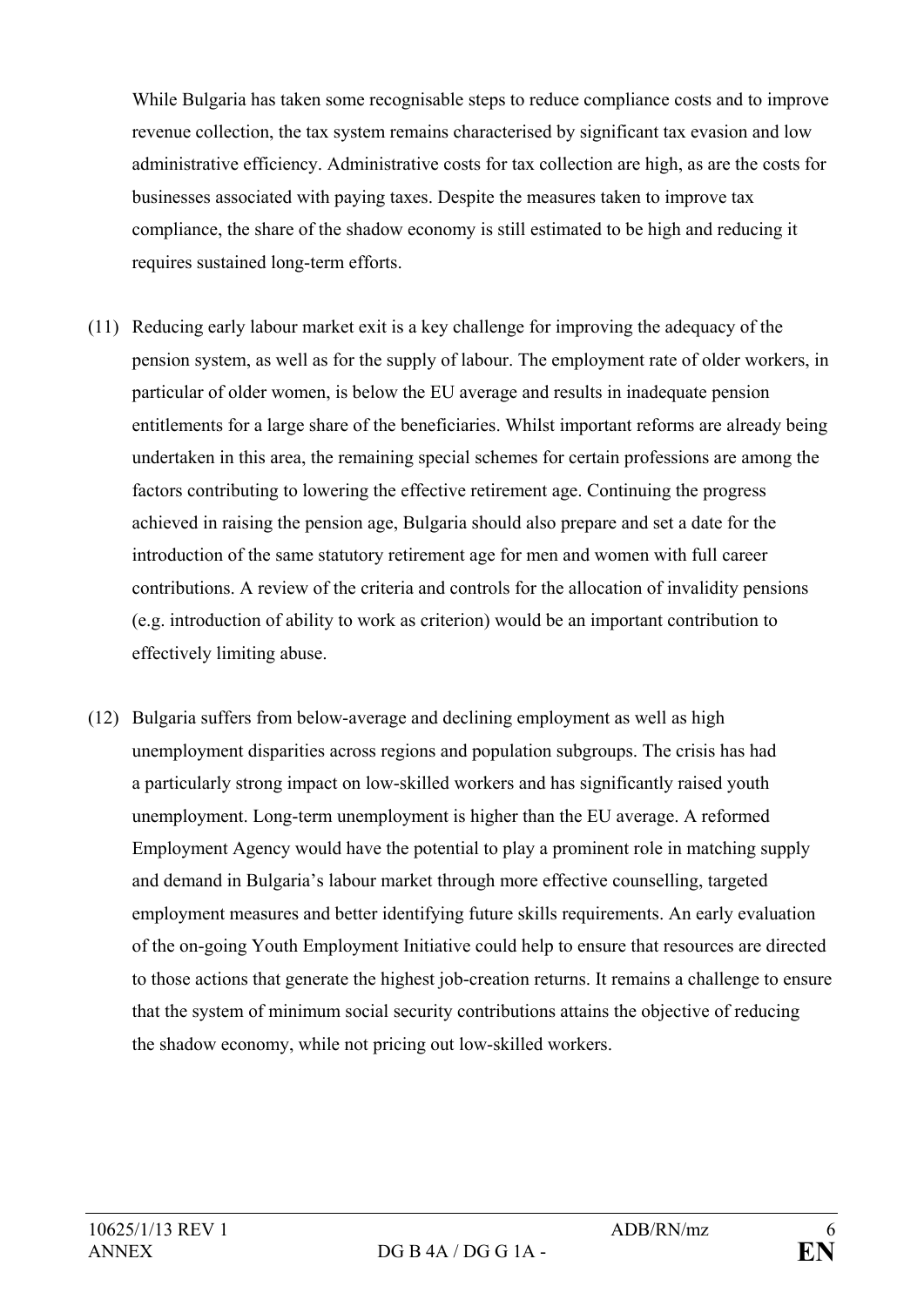While Bulgaria has taken some recognisable steps to reduce compliance costs and to improve revenue collection, the tax system remains characterised by significant tax evasion and low administrative efficiency. Administrative costs for tax collection are high, as are the costs for businesses associated with paying taxes. Despite the measures taken to improve tax compliance, the share of the shadow economy is still estimated to be high and reducing it requires sustained long-term efforts.

(11) Reducing early labour market exit is a key challenge for improving the adequacy of the pension system, as well as for the supply of labour. The employment rate of older workers, in particular of older women, is below the EU average and results in inadequate pension entitlements for a large share of the beneficiaries. Whilst important reforms are already being undertaken in this area, the remaining special schemes for certain professions are among the factors contributing to lowering the effective retirement age. Continuing the progress achieved in raising the pension age, Bulgaria should also prepare and set a date for the introduction of the same statutory retirement age for men and women with full career contributions. A review of the criteria and controls for the allocation of invalidity pensions (e.g. introduction of ability to work as criterion) would be an important contribution to effectively limiting abuse.

(12) Bulgaria suffers from below-average and declining employment as well as high unemployment disparities across regions and population subgroups. The crisis has had a particularly strong impact on low-skilled workers and has significantly raised youth unemployment. Long-term unemployment is higher than the EU average. A reformed Employment Agency would have the potential to play a prominent role in matching supply and demand in Bulgaria's labour market through more effective counselling, targeted employment measures and better identifying future skills requirements. An early evaluation of the on-going Youth Employment Initiative could help to ensure that resources are directed to those actions that generate the highest job-creation returns. It remains a challenge to ensure that the system of minimum social security contributions attains the objective of reducing the shadow economy, while not pricing out low-skilled workers.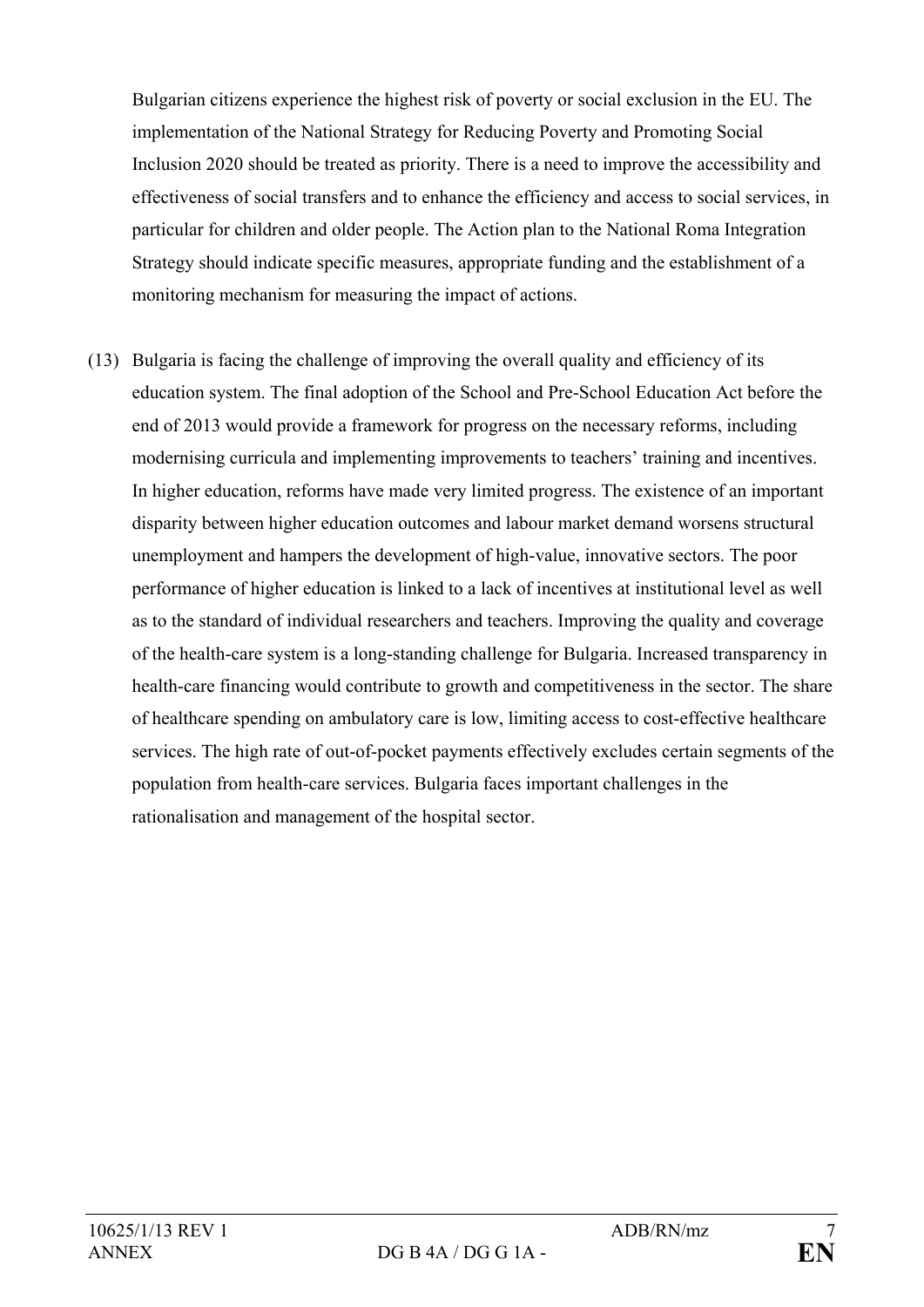Bulgarian citizens experience the highest risk of poverty or social exclusion in the EU. The implementation of the National Strategy for Reducing Poverty and Promoting Social Inclusion 2020 should be treated as priority. There is a need to improve the accessibility and effectiveness of social transfers and to enhance the efficiency and access to social services, in particular for children and older people. The Action plan to the National Roma Integration Strategy should indicate specific measures, appropriate funding and the establishment of a monitoring mechanism for measuring the impact of actions.

(13) Bulgaria is facing the challenge of improving the overall quality and efficiency of its education system. The final adoption of the School and Pre-School Education Act before the end of 2013 would provide a framework for progress on the necessary reforms, including modernising curricula and implementing improvements to teachers' training and incentives. In higher education, reforms have made very limited progress. The existence of an important disparity between higher education outcomes and labour market demand worsens structural unemployment and hampers the development of high-value, innovative sectors. The poor performance of higher education is linked to a lack of incentives at institutional level as well as to the standard of individual researchers and teachers. Improving the quality and coverage of the health-care system is a long-standing challenge for Bulgaria. Increased transparency in health-care financing would contribute to growth and competitiveness in the sector. The share of healthcare spending on ambulatory care is low, limiting access to cost-effective healthcare services. The high rate of out-of-pocket payments effectively excludes certain segments of the population from health-care services. Bulgaria faces important challenges in the rationalisation and management of the hospital sector.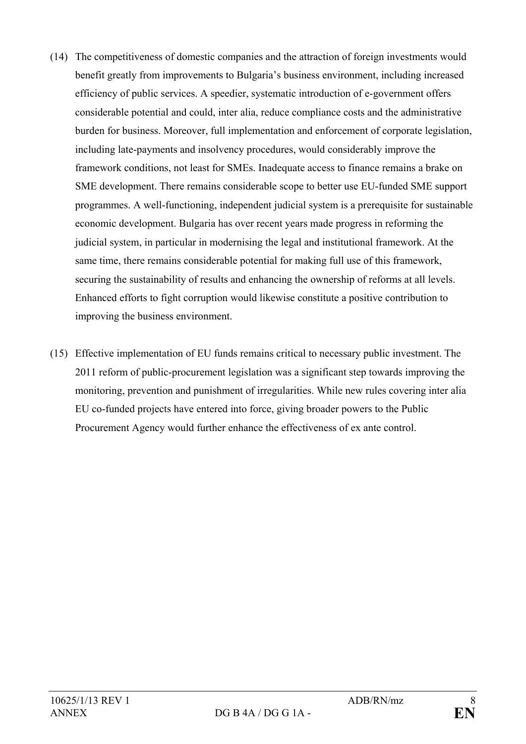(14) The competitiveness of domestic companies and the attraction of foreign investments would benefit greatly from improvements to Bulgaria's business environment, including increased efficiency of public services. A speedier, systematic introduction of e-government offers considerable potential and could, inter alia, reduce compliance costs and the administrative burden for business. Moreover, full implementation and enforcement of corporate legislation, including late-payments and insolvency procedures, would considerably improve the framework conditions, not least for SMEs. Inadequate access to finance remains a brake on SME development. There remains considerable scope to better use EU-funded SME support programmes. A well-functioning, independent judicial system is a prerequisite for sustainable economic development. Bulgaria has over recent years made progress in reforming the judicial system, in particular in modernising the legal and institutional framework. At the same time, there remains considerable potential for making full use of this framework, securing the sustainability of results and enhancing the ownership of reforms at all levels. Enhanced efforts to fight corruption would likewise constitute a positive contribution to improving the business environment.

(15) Effective implementation of EU funds remains critical to necessary public investment. The 2011 reform of public-procurement legislation was a significant step towards improving the monitoring, prevention and punishment of irregularities. While new rules covering inter alia EU co-funded projects have entered into force, giving broader powers to the Public Procurement Agency would further enhance the effectiveness of ex ante control.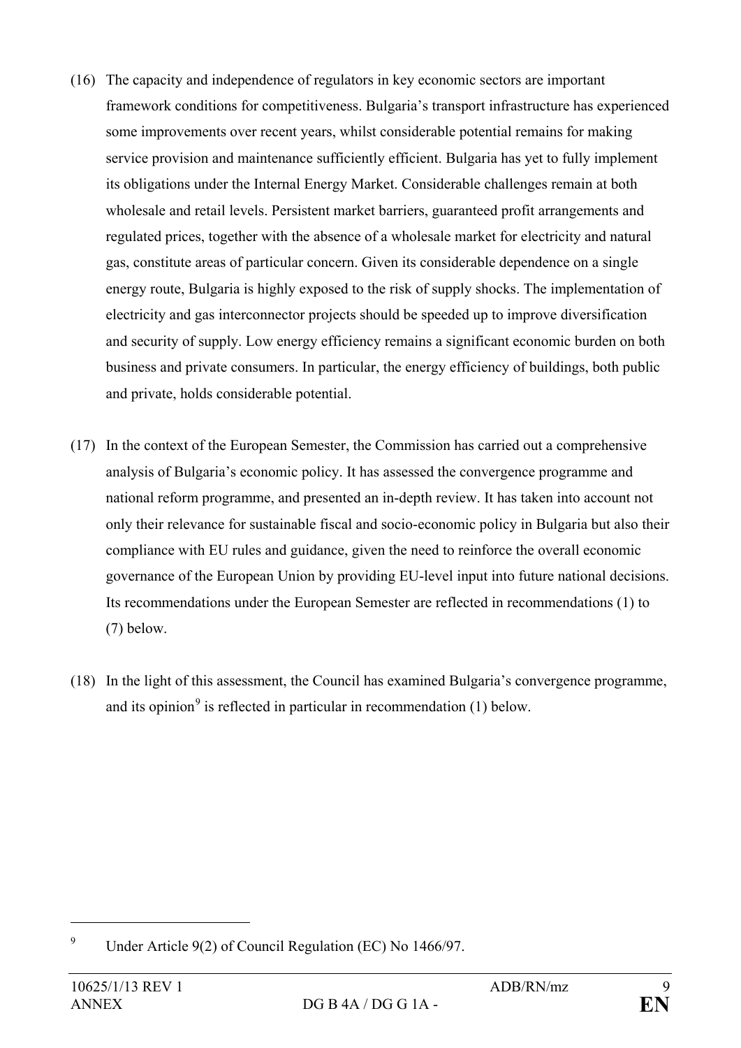(16) The capacity and independence of regulators in key economic sectors are important framework conditions for competitiveness. Bulgaria's transport infrastructure has experienced some improvements over recent years, whilst considerable potential remains for making service provision and maintenance sufficiently efficient. Bulgaria has yet to fully implement its obligations under the Internal Energy Market. Considerable challenges remain at both wholesale and retail levels. Persistent market barriers, guaranteed profit arrangements and regulated prices, together with the absence of a wholesale market for electricity and natural gas, constitute areas of particular concern. Given its considerable dependence on a single energy route, Bulgaria is highly exposed to the risk of supply shocks. The implementation of electricity and gas interconnector projects should be speeded up to improve diversification and security of supply. Low energy efficiency remains a significant economic burden on both business and private consumers. In particular, the energy efficiency of buildings, both public and private, holds considerable potential.

(17) In the context of the European Semester, the Commission has carried out a comprehensive analysis of Bulgaria's economic policy. It has assessed the convergence programme and national reform programme, and presented an in-depth review. It has taken into account not only their relevance for sustainable fiscal and socio-economic policy in Bulgaria but also their compliance with EU rules and guidance, given the need to reinforce the overall economic governance of the European Union by providing EU-level input into future national decisions. Its recommendations under the European Semester are reflected in recommendations (1) to (7) below.

(18) In the light of this assessment, the Council has examined Bulgaria's convergence programme, and its opinion[9] is reflected in particular in recommendation (1) below.

---

[9] Under Article 9(2) of Council Regulation (EC) No 1466/97.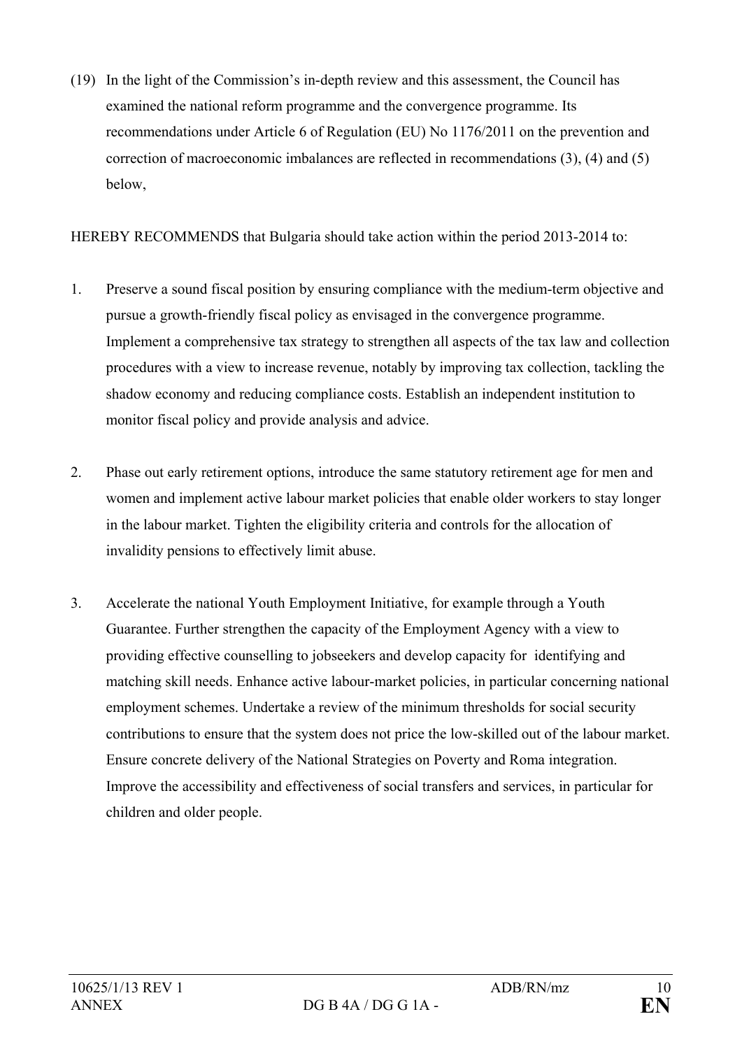(19) In the light of the Commission's in-depth review and this assessment, the Council has examined the national reform programme and the convergence programme. Its recommendations under Article 6 of Regulation (EU) No 1176/2011 on the prevention and correction of macroeconomic imbalances are reflected in recommendations (3), (4) and (5) below,

HEREBY RECOMMENDS that Bulgaria should take action within the period 2013-2014 to:

1. Preserve a sound fiscal position by ensuring compliance with the medium-term objective and pursue a growth-friendly fiscal policy as envisaged in the convergence programme. Implement a comprehensive tax strategy to strengthen all aspects of the tax law and collection procedures with a view to increase revenue, notably by improving tax collection, tackling the shadow economy and reducing compliance costs. Establish an independent institution to monitor fiscal policy and provide analysis and advice.

2. Phase out early retirement options, introduce the same statutory retirement age for men and women and implement active labour market policies that enable older workers to stay longer in the labour market. Tighten the eligibility criteria and controls for the allocation of invalidity pensions to effectively limit abuse.

3. Accelerate the national Youth Employment Initiative, for example through a Youth Guarantee. Further strengthen the capacity of the Employment Agency with a view to providing effective counselling to jobseekers and develop capacity for identifying and matching skill needs. Enhance active labour-market policies, in particular concerning national employment schemes. Undertake a review of the minimum thresholds for social security contributions to ensure that the system does not price the low-skilled out of the labour market. Ensure concrete delivery of the National Strategies on Poverty and Roma integration. Improve the accessibility and effectiveness of social transfers and services, in particular for children and older people.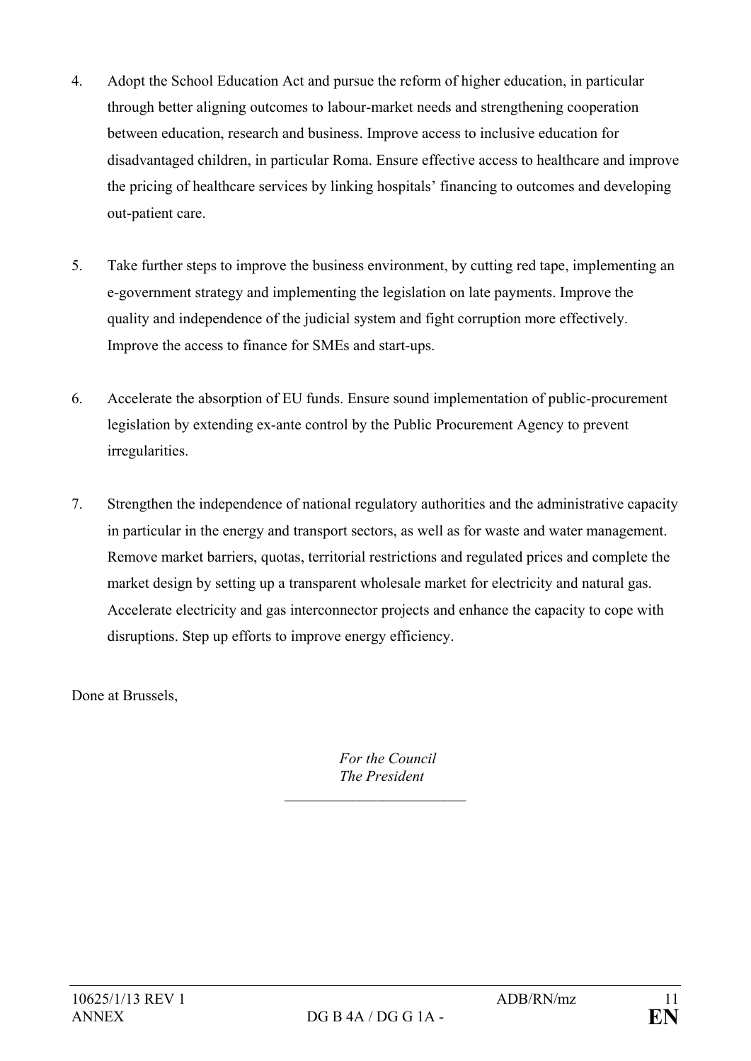4. Adopt the School Education Act and pursue the reform of higher education, in particular through better aligning outcomes to labour-market needs and strengthening cooperation between education, research and business. Improve access to inclusive education for disadvantaged children, in particular Roma. Ensure effective access to healthcare and improve the pricing of healthcare services by linking hospitals' financing to outcomes and developing out-patient care.

5. Take further steps to improve the business environment, by cutting red tape, implementing an e-government strategy and implementing the legislation on late payments. Improve the quality and independence of the judicial system and fight corruption more effectively. Improve the access to finance for SMEs and start-ups.

6. Accelerate the absorption of EU funds. Ensure sound implementation of public-procurement legislation by extending ex-ante control by the Public Procurement Agency to prevent irregularities.

7. Strengthen the independence of national regulatory authorities and the administrative capacity in particular in the energy and transport sectors, as well as for waste and water management. Remove market barriers, quotas, territorial restrictions and regulated prices and complete the market design by setting up a transparent wholesale market for electricity and natural gas. Accelerate electricity and gas interconnector projects and enhance the capacity to cope with disruptions. Step up efforts to improve energy efficiency.

Done at Brussels,

*For the Council*
*The President*